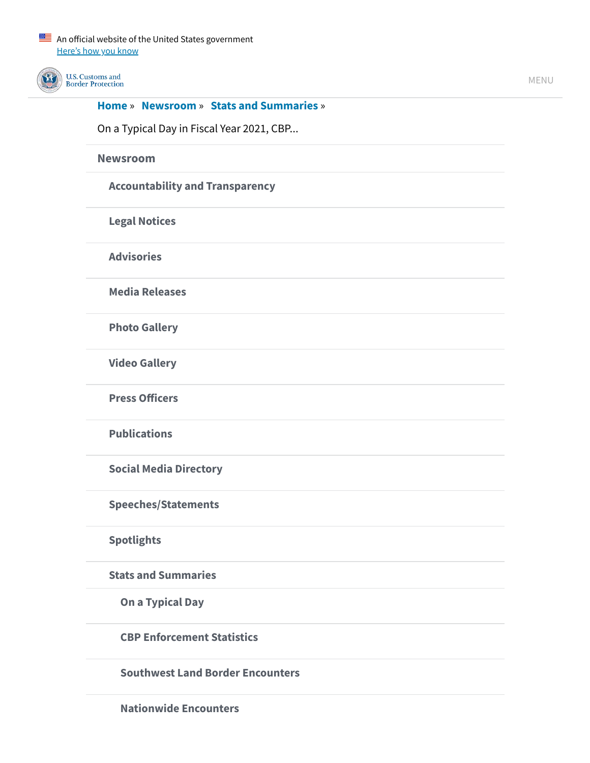An official website of the United States government
Here's how you know

U.S. Customs and Border Protection

MENU

Home » Newsroom » Stats and Summaries »

On a Typical Day in Fiscal Year 2021, CBP...

Newsroom

- Accountability and Transparency
- Legal Notices
- Advisories
- Media Releases
- Photo Gallery
- Video Gallery
- Press Officers
- Publications
- Social Media Directory
- Speeches/Statements
- Spotlights
- Stats and Summaries
  - On a Typical Day
  - CBP Enforcement Statistics
  - Southwest Land Border Encounters
  - Nationwide Encounters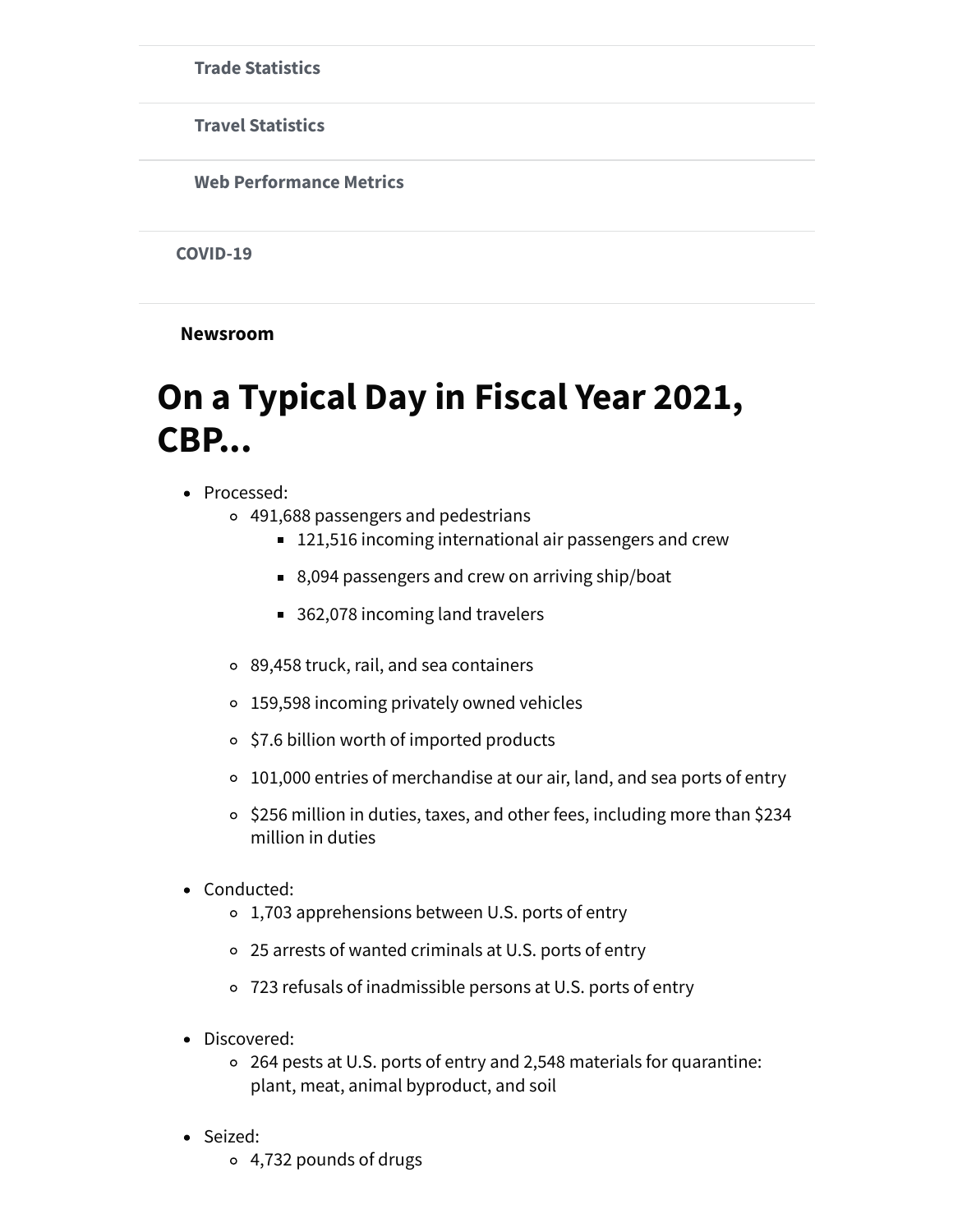**Trade Statistics**

**Travel Statistics**

**Web Performance Metrics**

**COVID-19**

**Newsroom**

# On a Typical Day in Fiscal Year 2021, CBP...

- Processed:
  - 491,688 passengers and pedestrians
    - 121,516 incoming international air passengers and crew
    - 8,094 passengers and crew on arriving ship/boat
    - 362,078 incoming land travelers
  - 89,458 truck, rail, and sea containers
  - 159,598 incoming privately owned vehicles
  - $7.6 billion worth of imported products
  - 101,000 entries of merchandise at our air, land, and sea ports of entry
  - $256 million in duties, taxes, and other fees, including more than $234 million in duties
- Conducted:
  - 1,703 apprehensions between U.S. ports of entry
  - 25 arrests of wanted criminals at U.S. ports of entry
  - 723 refusals of inadmissible persons at U.S. ports of entry
- Discovered:
  - 264 pests at U.S. ports of entry and 2,548 materials for quarantine: plant, meat, animal byproduct, and soil
- Seized:
  - 4,732 pounds of drugs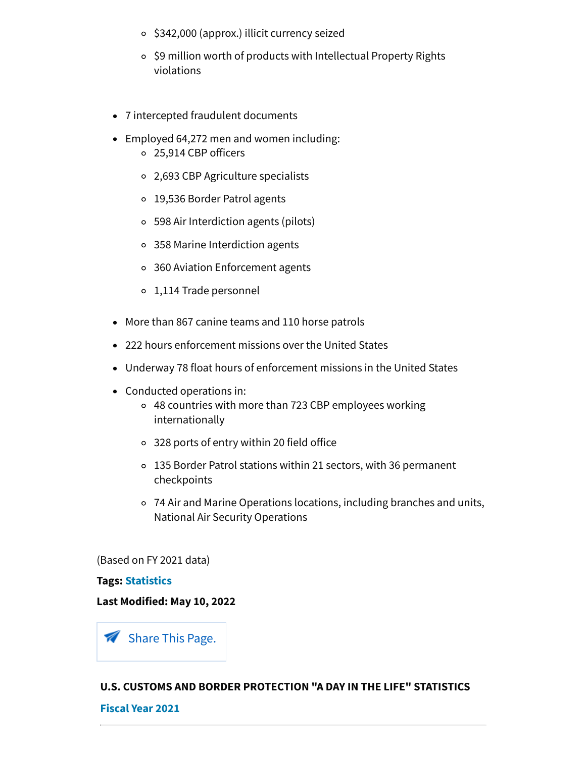- $342,000 (approx.) illicit currency seized
    - $9 million worth of products with Intellectual Property Rights violations

- 7 intercepted fraudulent documents
- Employed 64,272 men and women including:
    - 25,914 CBP officers
    - 2,693 CBP Agriculture specialists
    - 19,536 Border Patrol agents
    - 598 Air Interdiction agents (pilots)
    - 358 Marine Interdiction agents
    - 360 Aviation Enforcement agents
    - 1,114 Trade personnel
- More than 867 canine teams and 110 horse patrols
- 222 hours enforcement missions over the United States
- Underway 78 float hours of enforcement missions in the United States
- Conducted operations in:
    - 48 countries with more than 723 CBP employees working internationally
    - 328 ports of entry within 20 field office
    - 135 Border Patrol stations within 21 sectors, with 36 permanent checkpoints
    - 74 Air and Marine Operations locations, including branches and units, National Air Security Operations

(Based on FY 2021 data)

**Tags:** Statistics

**Last Modified: May 10, 2022**

Share This Page.

**U.S. CUSTOMS AND BORDER PROTECTION "A DAY IN THE LIFE" STATISTICS**

**Fiscal Year 2021**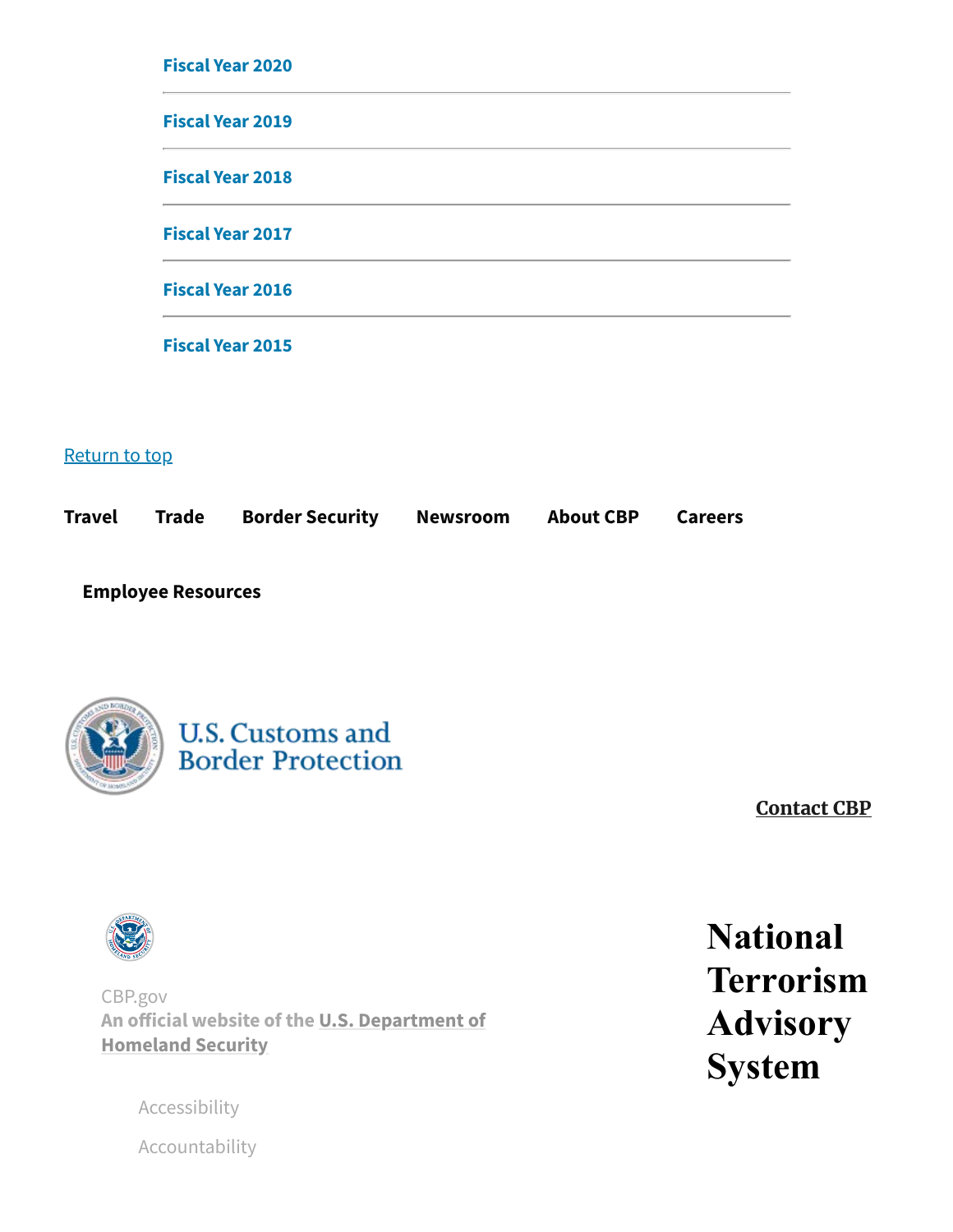Fiscal Year 2020

Fiscal Year 2019

Fiscal Year 2018

Fiscal Year 2017

Fiscal Year 2016

Fiscal Year 2015

Return to top

Travel Trade Border Security Newsroom About CBP Careers

Employee Resources

U.S. Customs and Border Protection

Contact CBP

CBP.gov
An official website of the U.S. Department of Homeland Security

National Terrorism Advisory System

Accessibility

Accountability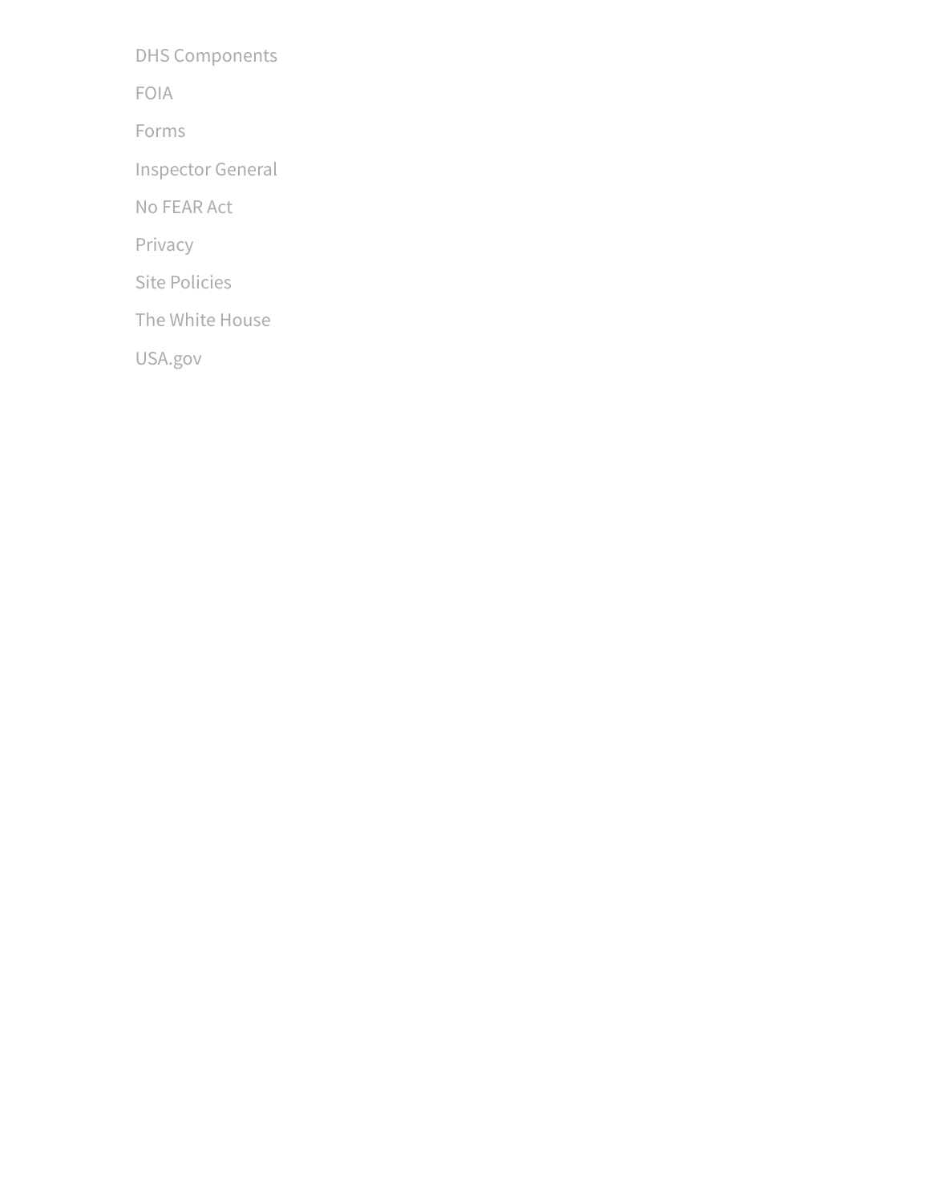DHS Components

FOIA

Forms

Inspector General

No FEAR Act

Privacy

Site Policies

The White House

USA.gov